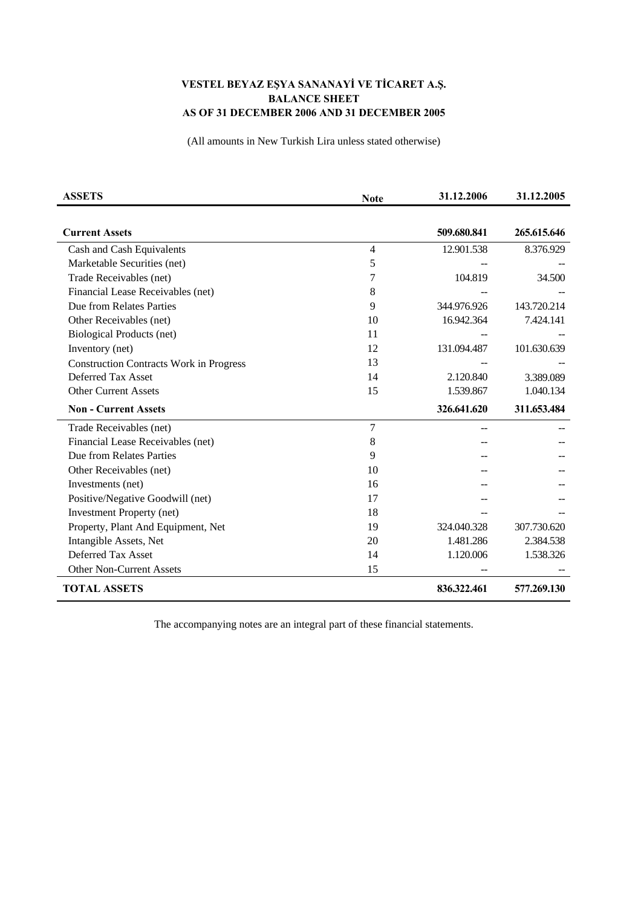**VESTEL BEYAZ EŞYA SANANAYİ VE TİCARET A.Ş.**
**BALANCE SHEET**
**AS OF 31 DECEMBER 2006 AND 31 DECEMBER 2005**

(All amounts in New Turkish Lira unless stated otherwise)

| **ASSETS** | **Note** | **31.12.2006** | **31.12.2005** |
|---|---|---|---|
| **Current Assets** | | **509.680.841** | **265.615.646** |
| Cash and Cash Equivalents | 4 | 12.901.538 | 8.376.929 |
| Marketable Securities (net) | 5 | -- | -- |
| Trade Receivables (net) | 7 | 104.819 | 34.500 |
| Financial Lease Receivables (net) | 8 | -- | -- |
| Due from Relates Parties | 9 | 344.976.926 | 143.720.214 |
| Other Receivables (net) | 10 | 16.942.364 | 7.424.141 |
| Biological Products (net) | 11 | -- | -- |
| Inventory (net) | 12 | 131.094.487 | 101.630.639 |
| Construction Contracts Work in Progress | 13 | -- | -- |
| Deferred Tax Asset | 14 | 2.120.840 | 3.389.089 |
| Other Current Assets | 15 | 1.539.867 | 1.040.134 |
| **Non - Current Assets** | | **326.641.620** | **311.653.484** |
| Trade Receivables (net) | 7 | -- | -- |
| Financial Lease Receivables (net) | 8 | -- | -- |
| Due from Relates Parties | 9 | -- | -- |
| Other Receivables (net) | 10 | -- | -- |
| Investments (net) | 16 | -- | -- |
| Positive/Negative Goodwill (net) | 17 | -- | -- |
| Investment Property (net) | 18 | -- | -- |
| Property, Plant And Equipment, Net | 19 | 324.040.328 | 307.730.620 |
| Intangible Assets, Net | 20 | 1.481.286 | 2.384.538 |
| Deferred Tax Asset | 14 | 1.120.006 | 1.538.326 |
| Other Non-Current Assets | 15 | -- | -- |
| **TOTAL ASSETS** | | **836.322.461** | **577.269.130** |

The accompanying notes are an integral part of these financial statements.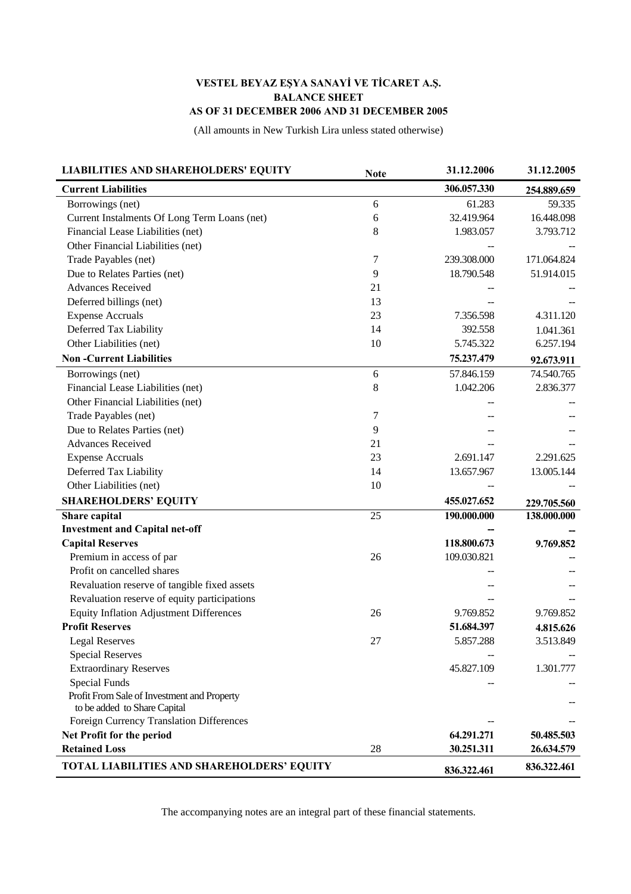# VESTEL BEYAZ EŞYA SANAYİ VE TİCARET A.Ş.
## BALANCE SHEET
## AS OF 31 DECEMBER 2006 AND 31 DECEMBER 2005

(All amounts in New Turkish Lira unless stated otherwise)

| LIABILITIES AND SHAREHOLDERS' EQUITY | Note | 31.12.2006 | 31.12.2005 |
|---|---|---|---|
| **Current Liabilities** | | **306.057.330** | **254.889.659** |
| Borrowings (net) | 6 | 61.283 | 59.335 |
| Current Instalments Of Long Term Loans (net) | 6 | 32.419.964 | 16.448.098 |
| Financial Lease Liabilities (net) | 8 | 1.983.057 | 3.793.712 |
| Other Financial Liabilities (net) | | -- | -- |
| Trade Payables (net) | 7 | 239.308.000 | 171.064.824 |
| Due to Relates Parties (net) | 9 | 18.790.548 | 51.914.015 |
| Advances Received | 21 | -- | -- |
| Deferred billings (net) | 13 | -- | -- |
| Expense Accruals | 23 | 7.356.598 | 4.311.120 |
| Deferred Tax Liability | 14 | 392.558 | 1.041.361 |
| Other Liabilities (net) | 10 | 5.745.322 | 6.257.194 |
| **Non -Current Liabilities** | | **75.237.479** | **92.673.911** |
| Borrowings (net) | 6 | 57.846.159 | 74.540.765 |
| Financial Lease Liabilities (net) | 8 | 1.042.206 | 2.836.377 |
| Other Financial Liabilities (net) | | -- | -- |
| Trade Payables (net) | 7 | -- | -- |
| Due to Relates Parties (net) | 9 | -- | -- |
| Advances Received | 21 | -- | -- |
| Expense Accruals | 23 | 2.691.147 | 2.291.625 |
| Deferred Tax Liability | 14 | 13.657.967 | 13.005.144 |
| Other Liabilities (net) | 10 | -- | -- |
| **SHAREHOLDERS' EQUITY** | | **455.027.652** | **229.705.560** |
| **Share capital** | 25 | **190.000.000** | **138.000.000** |
| **Investment and Capital net-off** | | **--** | **--** |
| **Capital Reserves** | | **118.800.673** | **9.769.852** |
| Premium in access of par | 26 | 109.030.821 | -- |
| Profit on cancelled shares | | -- | -- |
| Revaluation reserve of tangible fixed assets | | -- | -- |
| Revaluation reserve of equity participations | | -- | -- |
| Equity Inflation Adjustment Differences | 26 | 9.769.852 | 9.769.852 |
| **Profit Reserves** | | **51.684.397** | **4.815.626** |
| Legal Reserves | 27 | 5.857.288 | 3.513.849 |
| Special Reserves | | -- | -- |
| Extraordinary Reserves | | 45.827.109 | 1.301.777 |
| Special Funds | | -- | -- |
| Profit From Sale of Investment and Property to be added to Share Capital | | | -- |
| Foreign Currency Translation Differences | | -- | -- |
| **Net Profit for the period** | | **64.291.271** | **50.485.503** |
| **Retained Loss** | 28 | **30.251.311** | **26.634.579** |
| **TOTAL LIABILITIES AND SHAREHOLDERS' EQUITY** | | **836.322.461** | **836.322.461** |

The accompanying notes are an integral part of these financial statements.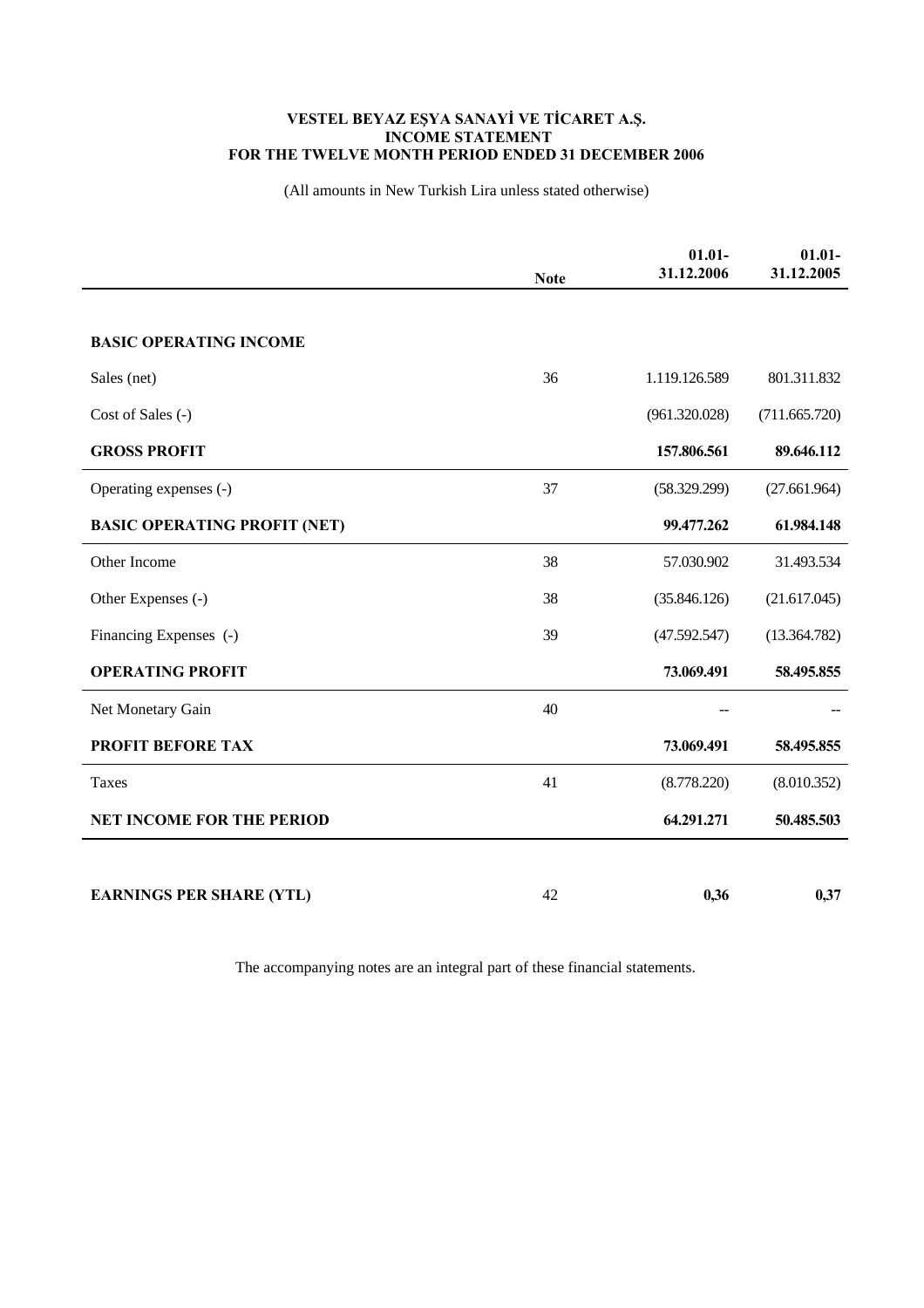**VESTEL BEYAZ EŞYA SANAYİ VE TİCARET A.Ş.**
**INCOME STATEMENT**
**FOR THE TWELVE MONTH PERIOD ENDED 31 DECEMBER 2006**

(All amounts in New Turkish Lira unless stated otherwise)

| | Note | 01.01-31.12.2006 | 01.01-31.12.2005 |
|---|---|---|---|
| **BASIC OPERATING INCOME** | | | |
| Sales (net) | 36 | 1.119.126.589 | 801.311.832 |
| Cost of Sales (-) | | (961.320.028) | (711.665.720) |
| **GROSS PROFIT** | | **157.806.561** | **89.646.112** |
| Operating expenses (-) | 37 | (58.329.299) | (27.661.964) |
| **BASIC OPERATING PROFIT (NET)** | | **99.477.262** | **61.984.148** |
| Other Income | 38 | 57.030.902 | 31.493.534 |
| Other Expenses (-) | 38 | (35.846.126) | (21.617.045) |
| Financing Expenses (-) | 39 | (47.592.547) | (13.364.782) |
| **OPERATING PROFIT** | | **73.069.491** | **58.495.855** |
| Net Monetary Gain | 40 | -- | -- |
| **PROFIT BEFORE TAX** | | **73.069.491** | **58.495.855** |
| Taxes | 41 | (8.778.220) | (8.010.352) |
| **NET INCOME FOR THE PERIOD** | | **64.291.271** | **50.485.503** |
| **EARNINGS PER SHARE (YTL)** | 42 | **0,36** | **0,37** |

The accompanying notes are an integral part of these financial statements.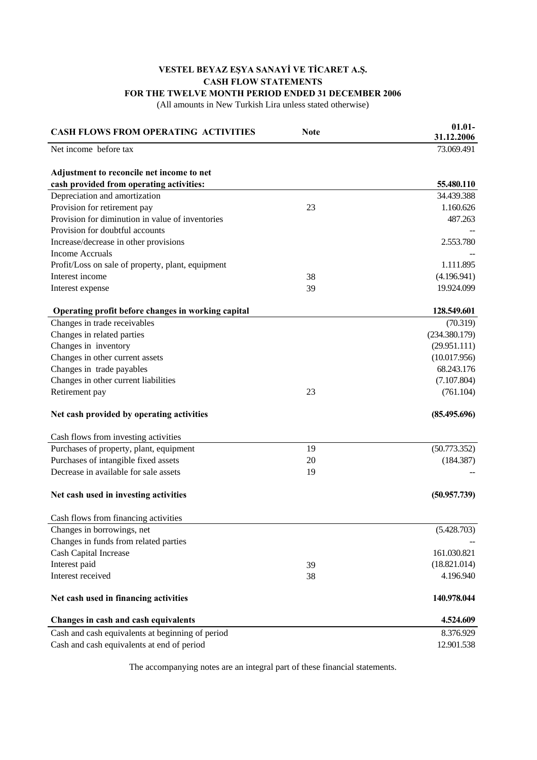# VESTEL BEYAZ EŞYA SANAYİ VE TİCARET A.Ş.
## CASH FLOW STATEMENTS
## FOR THE TWELVE MONTH PERIOD ENDED 31 DECEMBER 2006

(All amounts in New Turkish Lira unless stated otherwise)

| **CASH FLOWS FROM OPERATING ACTIVITIES** | **Note** | **01.01-31.12.2006** |
|---|---|---|
| Net income before tax | | 73.069.491 |
| | | |
| **Adjustment to reconcile net income to net cash provided from operating activities:** | | **55.480.110** |
| Depreciation and amortization | | 34.439.388 |
| Provision for retirement pay | 23 | 1.160.626 |
| Provision for diminution in value of inventories | | 487.263 |
| Provision for doubtful accounts | | -- |
| Increase/decrease in other provisions | | 2.553.780 |
| Income Accruals | | -- |
| Profit/Loss on sale of property, plant, equipment | | 1.111.895 |
| Interest income | 38 | (4.196.941) |
| Interest expense | 39 | 19.924.099 |
| | | |
| **Operating profit before changes in working capital** | | **128.549.601** |
| Changes in trade receivables | | (70.319) |
| Changes in related parties | | (234.380.179) |
| Changes in inventory | | (29.951.111) |
| Changes in other current assets | | (10.017.956) |
| Changes in trade payables | | 68.243.176 |
| Changes in other current liabilities | | (7.107.804) |
| Retirement pay | 23 | (761.104) |
| | | |
| **Net cash provided by operating activities** | | **(85.495.696)** |
| | | |
| Cash flows from investing activities | | |
| Purchases of property, plant, equipment | 19 | (50.773.352) |
| Purchases of intangible fixed assets | 20 | (184.387) |
| Decrease in available for sale assets | 19 | -- |
| | | |
| **Net cash used in investing activities** | | **(50.957.739)** |
| | | |
| Cash flows from financing activities | | |
| Changes in borrowings, net | | (5.428.703) |
| Changes in funds from related parties | | -- |
| Cash Capital Increase | | 161.030.821 |
| Interest paid | 39 | (18.821.014) |
| Interest received | 38 | 4.196.940 |
| | | |
| **Net cash used in financing activities** | | **140.978.044** |
| | | |
| **Changes in cash and cash equivalents** | | **4.524.609** |
| Cash and cash equivalents at beginning of period | | 8.376.929 |
| Cash and cash equivalents at end of period | | 12.901.538 |

The accompanying notes are an integral part of these financial statements.